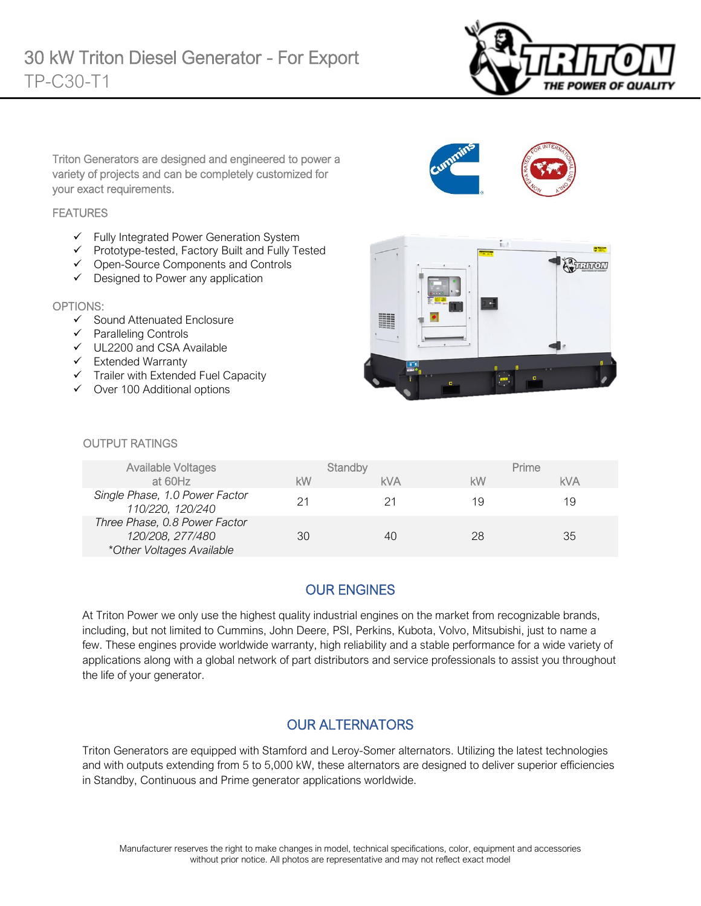# 30 kW Triton Diesel Generator - For Export

## TP-C30-T1

Triton Generators are designed and engineered to power a variety of projects and can be completely customized for your exact requirements.

### FEATURES

- ✓ Fully Integrated Power Generation System
- ✓ Prototype-tested, Factory Built and Fully Tested
- ✓ Open-Source Components and Controls
- ✓ Designed to Power any application

### OPTIONS:

- ✓ Sound Attenuated Enclosure
- ✓ Paralleling Controls
- ✓ UL2200 and CSA Available
- ✓ Extended Warranty
- ✓ Trailer with Extended Fuel Capacity
- ✓ Over 100 Additional options

### OUTPUT RATINGS

| Available Voltages at 60Hz | Standby | | Prime | |
|---|---|---|---|---|
| | kW | kVA | kW | kVA |
| *Single Phase, 1.0 Power Factor 110/220, 120/240* | 21 | 21 | 19 | 19 |
| *Three Phase, 0.8 Power Factor 120/208, 277/480 \*Other Voltages Available* | 30 | 40 | 28 | 35 |

## OUR ENGINES

At Triton Power we only use the highest quality industrial engines on the market from recognizable brands, including, but not limited to Cummins, John Deere, PSI, Perkins, Kubota, Volvo, Mitsubishi, just to name a few. These engines provide worldwide warranty, high reliability and a stable performance for a wide variety of applications along with a global network of part distributors and service professionals to assist you throughout the life of your generator.

## OUR ALTERNATORS

Triton Generators are equipped with Stamford and Leroy-Somer alternators. Utilizing the latest technologies and with outputs extending from 5 to 5,000 kW, these alternators are designed to deliver superior efficiencies in Standby, Continuous and Prime generator applications worldwide.

Manufacturer reserves the right to make changes in model, technical specifications, color, equipment and accessories without prior notice. All photos are representative and may not reflect exact model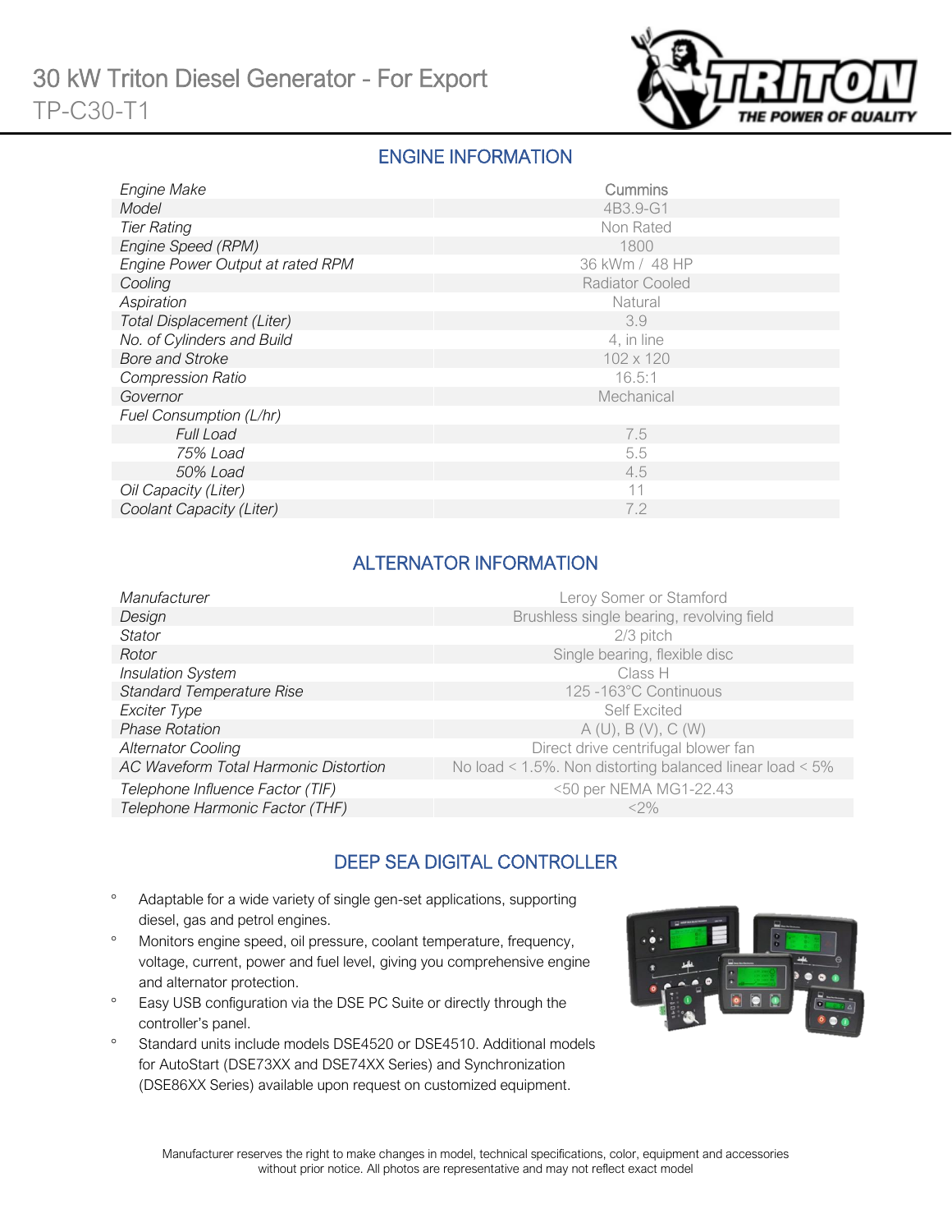# 30 kW Triton Diesel Generator - For Export

TP-C30-T1

## ENGINE INFORMATION

| | |
|---|---|
| *Engine Make* | Cummins |
| *Model* | 4B3.9-G1 |
| *Tier Rating* | Non Rated |
| *Engine Speed (RPM)* | 1800 |
| *Engine Power Output at rated RPM* | 36 kWm / 48 HP |
| *Cooling* | Radiator Cooled |
| *Aspiration* | Natural |
| *Total Displacement (Liter)* | 3.9 |
| *No. of Cylinders and Build* | 4, in line |
| *Bore and Stroke* | 102 x 120 |
| *Compression Ratio* | 16.5:1 |
| *Governor* | Mechanical |
| *Fuel Consumption (L/hr)* | |
| *Full Load* | 7.5 |
| *75% Load* | 5.5 |
| *50% Load* | 4.5 |
| *Oil Capacity (Liter)* | 11 |
| *Coolant Capacity (Liter)* | 7.2 |

## ALTERNATOR INFORMATION

| | |
|---|---|
| *Manufacturer* | Leroy Somer or Stamford |
| *Design* | Brushless single bearing, revolving field |
| *Stator* | 2/3 pitch |
| *Rotor* | Single bearing, flexible disc |
| *Insulation System* | Class H |
| *Standard Temperature Rise* | 125 -163°C Continuous |
| *Exciter Type* | Self Excited |
| *Phase Rotation* | A (U), B (V), C (W) |
| *Alternator Cooling* | Direct drive centrifugal blower fan |
| *AC Waveform Total Harmonic Distortion* | No load < 1.5%. Non distorting balanced linear load < 5% |
| *Telephone Influence Factor (TIF)* | <50 per NEMA MG1-22.43 |
| *Telephone Harmonic Factor (THF)* | <2% |

## DEEP SEA DIGITAL CONTROLLER

- Adaptable for a wide variety of single gen-set applications, supporting diesel, gas and petrol engines.
- Monitors engine speed, oil pressure, coolant temperature, frequency, voltage, current, power and fuel level, giving you comprehensive engine and alternator protection.
- Easy USB configuration via the DSE PC Suite or directly through the controller's panel.
- Standard units include models DSE4520 or DSE4510. Additional models for AutoStart (DSE73XX and DSE74XX Series) and Synchronization (DSE86XX Series) available upon request on customized equipment.

Manufacturer reserves the right to make changes in model, technical specifications, color, equipment and accessories without prior notice. All photos are representative and may not reflect exact model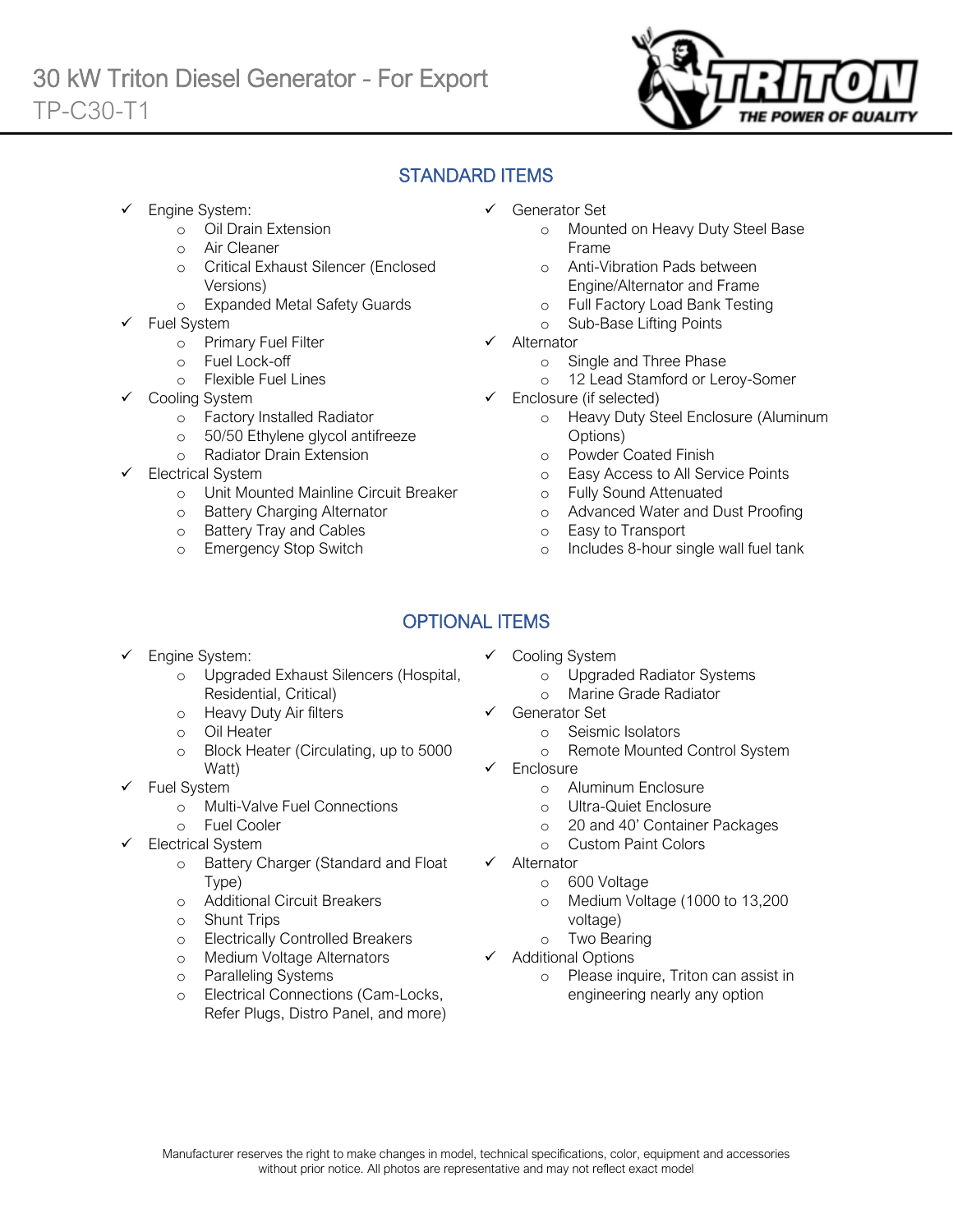# 30 kW Triton Diesel Generator - For Export

TP-C30-T1

## STANDARD ITEMS

- Engine System:
  - Oil Drain Extension
  - Air Cleaner
  - Critical Exhaust Silencer (Enclosed Versions)
  - Expanded Metal Safety Guards
- Fuel System
  - Primary Fuel Filter
  - Fuel Lock-off
  - Flexible Fuel Lines
- Cooling System
  - Factory Installed Radiator
  - 50/50 Ethylene glycol antifreeze
  - Radiator Drain Extension
- Electrical System
  - Unit Mounted Mainline Circuit Breaker
  - Battery Charging Alternator
  - Battery Tray and Cables
  - Emergency Stop Switch
- Generator Set
  - Mounted on Heavy Duty Steel Base Frame
  - Anti-Vibration Pads between Engine/Alternator and Frame
  - Full Factory Load Bank Testing
  - Sub-Base Lifting Points
- Alternator
  - Single and Three Phase
  - 12 Lead Stamford or Leroy-Somer
- Enclosure (if selected)
  - Heavy Duty Steel Enclosure (Aluminum Options)
  - Powder Coated Finish
  - Easy Access to All Service Points
  - Fully Sound Attenuated
  - Advanced Water and Dust Proofing
  - Easy to Transport
  - Includes 8-hour single wall fuel tank

## OPTIONAL ITEMS

- Engine System:
  - Upgraded Exhaust Silencers (Hospital, Residential, Critical)
  - Heavy Duty Air filters
  - Oil Heater
  - Block Heater (Circulating, up to 5000 Watt)
- Fuel System
  - Multi-Valve Fuel Connections
  - Fuel Cooler
- Electrical System
  - Battery Charger (Standard and Float Type)
  - Additional Circuit Breakers
  - Shunt Trips
  - Electrically Controlled Breakers
  - Medium Voltage Alternators
  - Paralleling Systems
  - Electrical Connections (Cam-Locks, Refer Plugs, Distro Panel, and more)
- Cooling System
  - Upgraded Radiator Systems
  - Marine Grade Radiator
- Generator Set
  - Seismic Isolators
  - Remote Mounted Control System
- Enclosure
  - Aluminum Enclosure
  - Ultra-Quiet Enclosure
  - 20 and 40' Container Packages
  - Custom Paint Colors
- Alternator
  - 600 Voltage
  - Medium Voltage (1000 to 13,200 voltage)
  - Two Bearing
- Additional Options
  - Please inquire, Triton can assist in engineering nearly any option

Manufacturer reserves the right to make changes in model, technical specifications, color, equipment and accessories without prior notice. All photos are representative and may not reflect exact model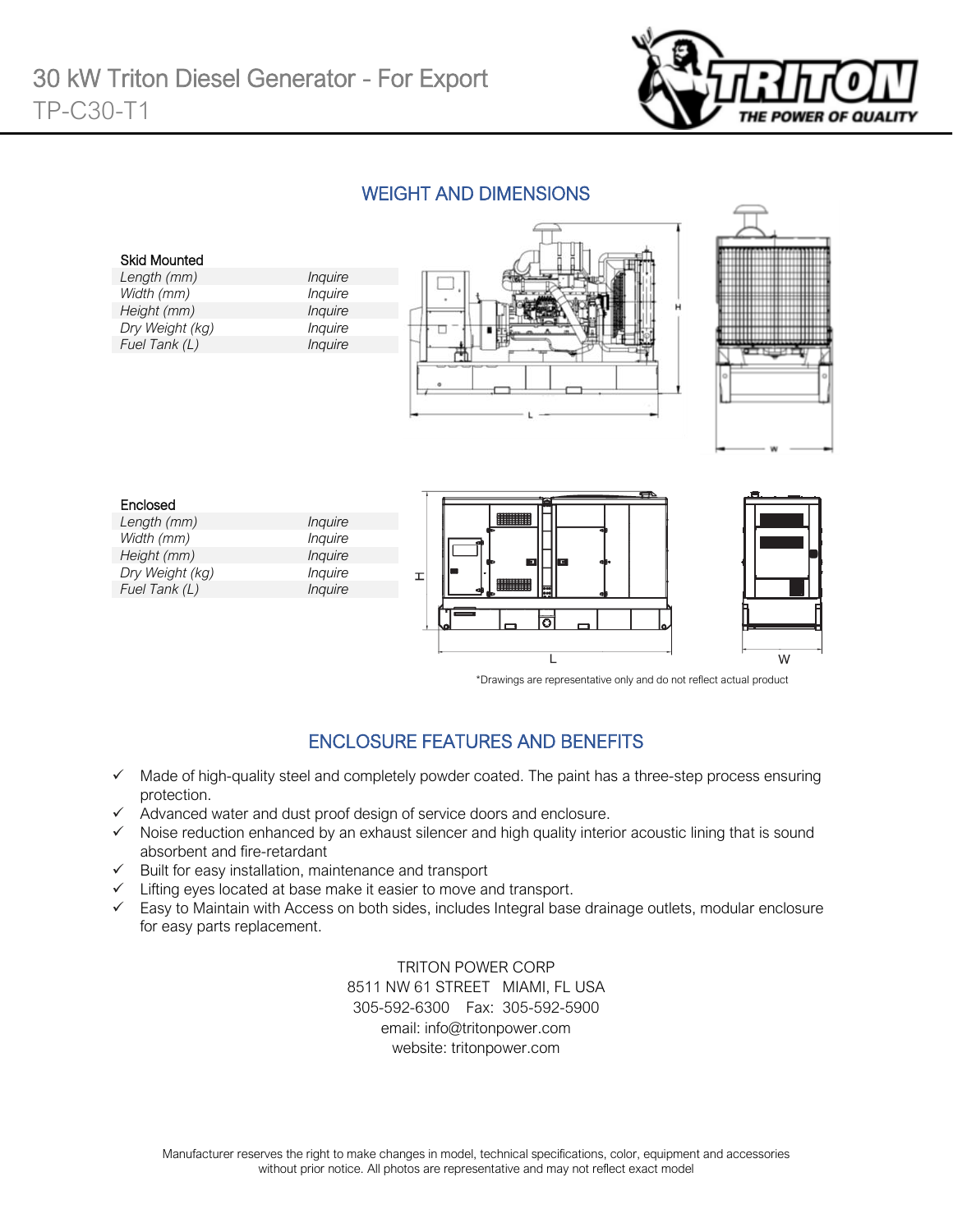# 30 kW Triton Diesel Generator - For Export

TP-C30-T1

## WEIGHT AND DIMENSIONS

| Skid Mounted | |
|---|---|
| *Length (mm)* | *Inquire* |
| *Width (mm)* | *Inquire* |
| *Height (mm)* | *Inquire* |
| *Dry Weight (kg)* | *Inquire* |
| *Fuel Tank (L)* | *Inquire* |

H

L

W

| Enclosed | |
|---|---|
| *Length (mm)* | *Inquire* |
| *Width (mm)* | *Inquire* |
| *Height (mm)* | *Inquire* |
| *Dry Weight (kg)* | *Inquire* |
| *Fuel Tank (L)* | *Inquire* |

H

L

W

*Drawings are representative only and do not reflect actual product

## ENCLOSURE FEATURES AND BENEFITS

- ✓ Made of high-quality steel and completely powder coated. The paint has a three-step process ensuring protection.
- ✓ Advanced water and dust proof design of service doors and enclosure.
- ✓ Noise reduction enhanced by an exhaust silencer and high quality interior acoustic lining that is sound absorbent and fire-retardant
- ✓ Built for easy installation, maintenance and transport
- ✓ Lifting eyes located at base make it easier to move and transport.
- ✓ Easy to Maintain with Access on both sides, includes Integral base drainage outlets, modular enclosure for easy parts replacement.

TRITON POWER CORP
8511 NW 61 STREET MIAMI, FL USA
305-592-6300 Fax: 305-592-5900
email: info@tritonpower.com
website: tritonpower.com

Manufacturer reserves the right to make changes in model, technical specifications, color, equipment and accessories without prior notice. All photos are representative and may not reflect exact model